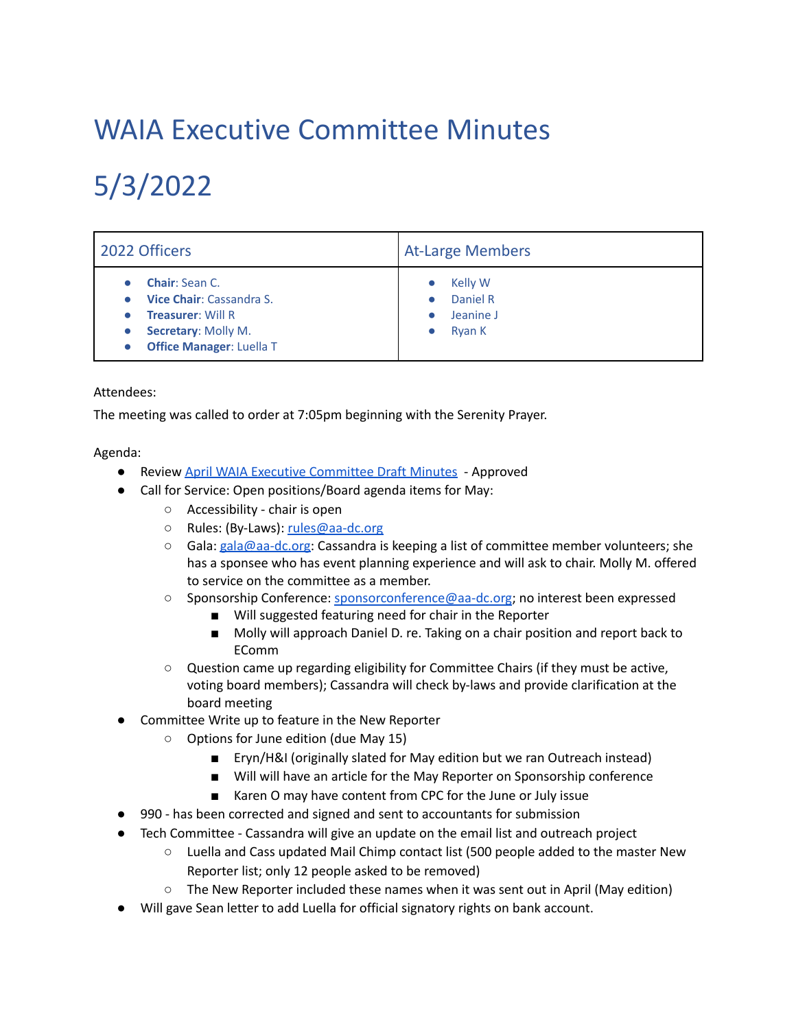# WAIA Executive Committee Minutes

# 5/3/2022

| 2022 Officers | At-Large Members |
| --- | --- |
| • **Chair**: Sean C.<br>• **Vice Chair**: Cassandra S.<br>• **Treasurer**: Will R<br>• **Secretary**: Molly M.<br>• **Office Manager**: Luella T | • Kelly W<br>• Daniel R<br>• Jeanine J<br>• Ryan K |

Attendees:

The meeting was called to order at 7:05pm beginning with the Serenity Prayer.

Agenda:

- Review [April WAIA Executive Committee Draft Minutes](#) - Approved
- Call for Service: Open positions/Board agenda items for May:
  - Accessibility - chair is open
  - Rules: (By-Laws): rules@aa-dc.org
  - Gala: gala@aa-dc.org: Cassandra is keeping a list of committee member volunteers; she has a sponsee who has event planning experience and will ask to chair. Molly M. offered to service on the committee as a member.
  - Sponsorship Conference: sponsorconference@aa-dc.org; no interest been expressed
    - Will suggested featuring need for chair in the Reporter
    - Molly will approach Daniel D. re. Taking on a chair position and report back to EComm
  - Question came up regarding eligibility for Committee Chairs (if they must be active, voting board members); Cassandra will check by-laws and provide clarification at the board meeting
- Committee Write up to feature in the New Reporter
  - Options for June edition (due May 15)
    - Eryn/H&I (originally slated for May edition but we ran Outreach instead)
    - Will will have an article for the May Reporter on Sponsorship conference
    - Karen O may have content from CPC for the June or July issue
- 990 - has been corrected and signed and sent to accountants for submission
- Tech Committee - Cassandra will give an update on the email list and outreach project
  - Luella and Cass updated Mail Chimp contact list (500 people added to the master New Reporter list; only 12 people asked to be removed)
  - The New Reporter included these names when it was sent out in April (May edition)
- Will gave Sean letter to add Luella for official signatory rights on bank account.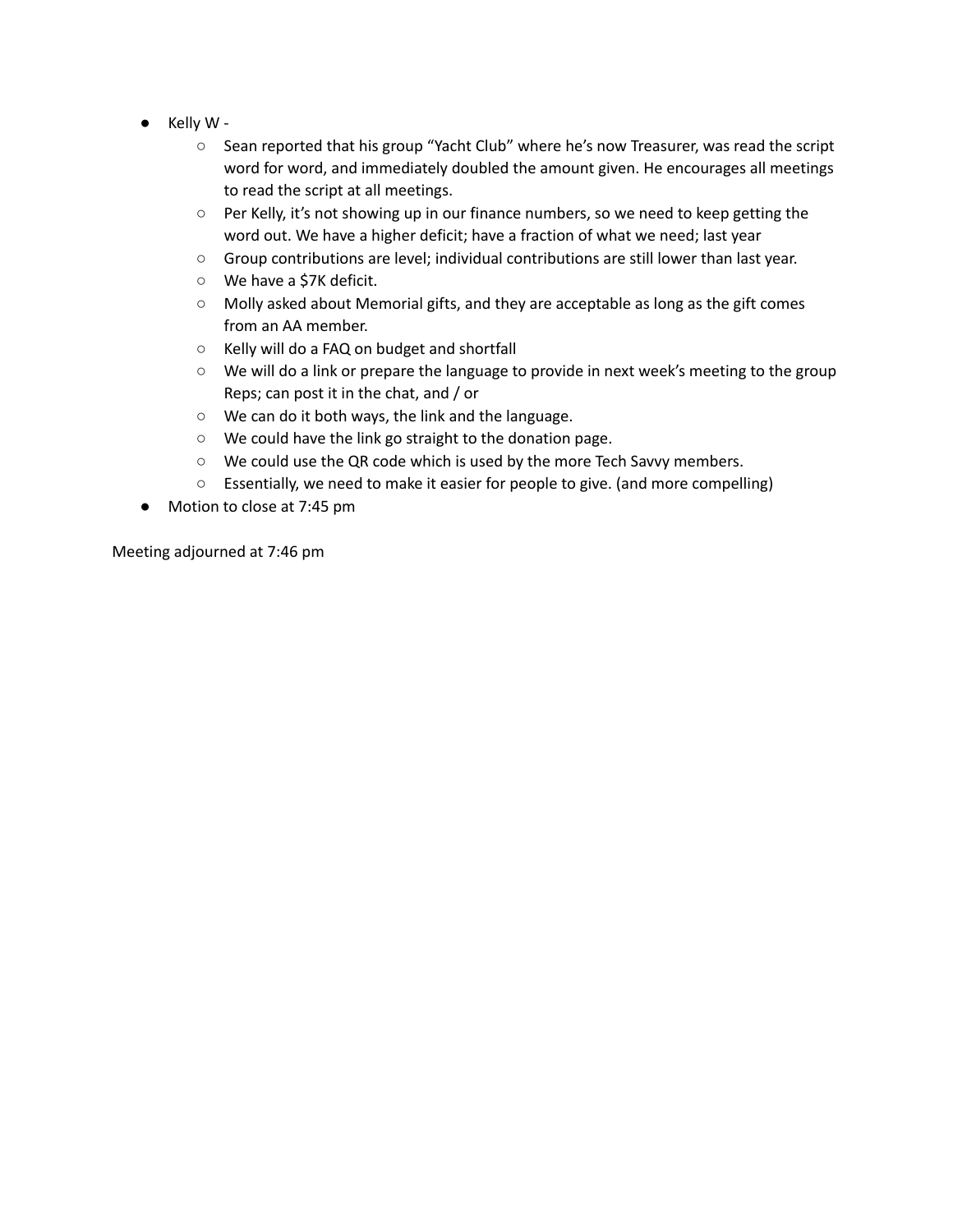- Kelly W -
  - Sean reported that his group "Yacht Club" where he's now Treasurer, was read the script word for word, and immediately doubled the amount given. He encourages all meetings to read the script at all meetings.
  - Per Kelly, it's not showing up in our finance numbers, so we need to keep getting the word out. We have a higher deficit; have a fraction of what we need; last year
  - Group contributions are level; individual contributions are still lower than last year.
  - We have a $7K deficit.
  - Molly asked about Memorial gifts, and they are acceptable as long as the gift comes from an AA member.
  - Kelly will do a FAQ on budget and shortfall
  - We will do a link or prepare the language to provide in next week's meeting to the group Reps; can post it in the chat, and / or
  - We can do it both ways, the link and the language.
  - We could have the link go straight to the donation page.
  - We could use the QR code which is used by the more Tech Savvy members.
  - Essentially, we need to make it easier for people to give. (and more compelling)
- Motion to close at 7:45 pm

Meeting adjourned at 7:46 pm